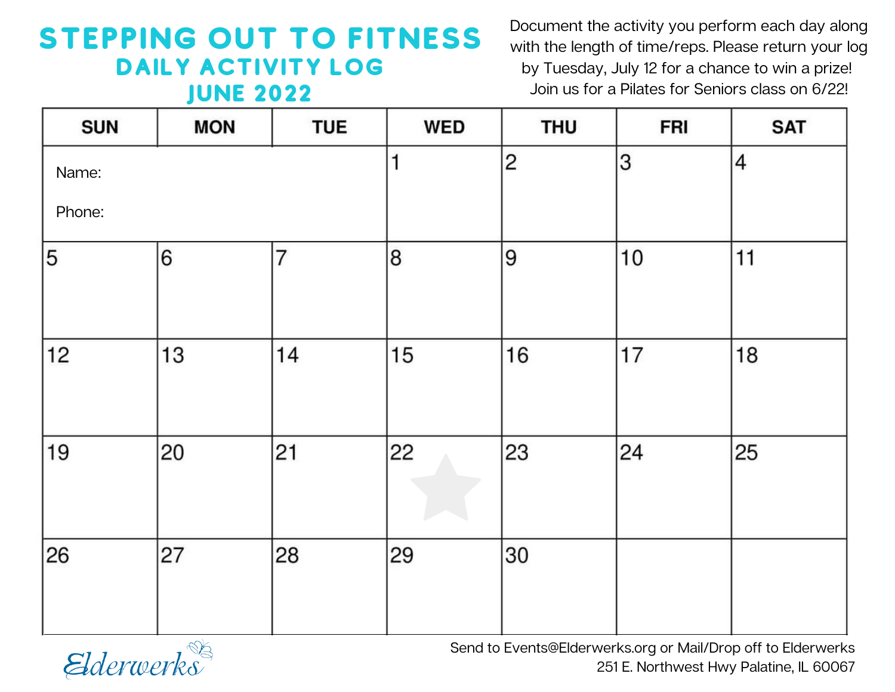# STEPPING OUT TO FITNESS
## DAILY ACTIVITY LOG
## JUNE 2022

Document the activity you perform each day along with the length of time/reps. Please return your log by Tuesday, July 12 for a chance to win a prize! Join us for a Pilates for Seniors class on 6/22!

| SUN | MON | TUE | WED | THU | FRI | SAT |
|---|---|---|---|---|---|---|
| Name: Phone: | | | 1 | 2 | 3 | 4 |
| 5 | 6 | 7 | 8 | 9 | 10 | 11 |
| 12 | 13 | 14 | 15 | 16 | 17 | 18 |
| 19 | 20 | 21 | 22 | 23 | 24 | 25 |
| 26 | 27 | 28 | 29 | 30 | | |

Elderwerks

Send to Events@Elderwerks.org or Mail/Drop off to Elderwerks
251 E. Northwest Hwy Palatine, IL 60067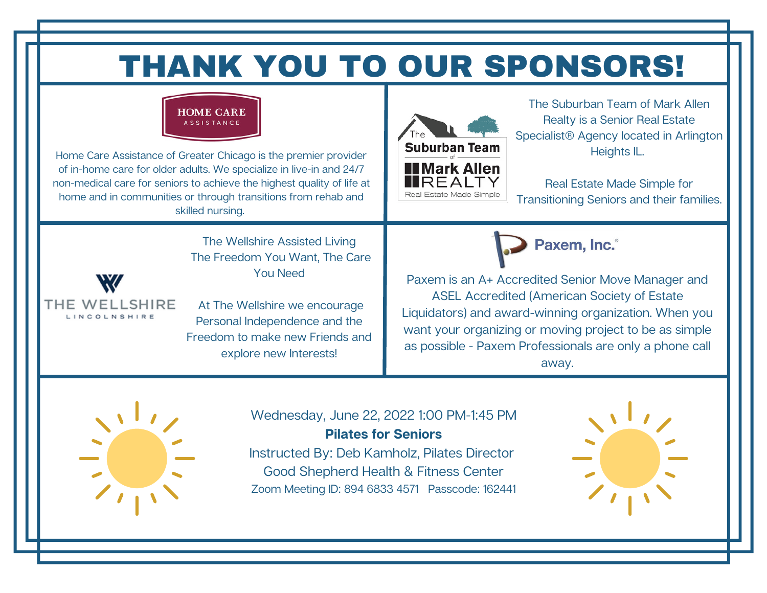# THANK YOU TO OUR SPONSORS!

HOME CARE ASSISTANCE

Home Care Assistance of Greater Chicago is the premier provider of in-home care for older adults. We specialize in live-in and 24/7 non-medical care for seniors to achieve the highest quality of life at home and in communities or through transitions from rehab and skilled nursing.

The Suburban Team of Mark Allen REALTY
Real Estate Made Simple

The Suburban Team of Mark Allen Realty is a Senior Real Estate Specialist® Agency located in Arlington Heights IL.

Real Estate Made Simple for Transitioning Seniors and their families.

THE WELLSHIRE
LINCOLNSHIRE

The Wellshire Assisted Living
The Freedom You Want, The Care You Need

At The Wellshire we encourage Personal Independence and the Freedom to make new Friends and explore new Interests!

Paxem, Inc.®

Paxem is an A+ Accredited Senior Move Manager and ASEL Accredited (American Society of Estate Liquidators) and award-winning organization. When you want your organizing or moving project to be as simple as possible - Paxem Professionals are only a phone call away.

Wednesday, June 22, 2022 1:00 PM-1:45 PM
**Pilates for Seniors**
Instructed By: Deb Kamholz, Pilates Director
Good Shepherd Health & Fitness Center
Zoom Meeting ID: 894 6833 4571 Passcode: 162441